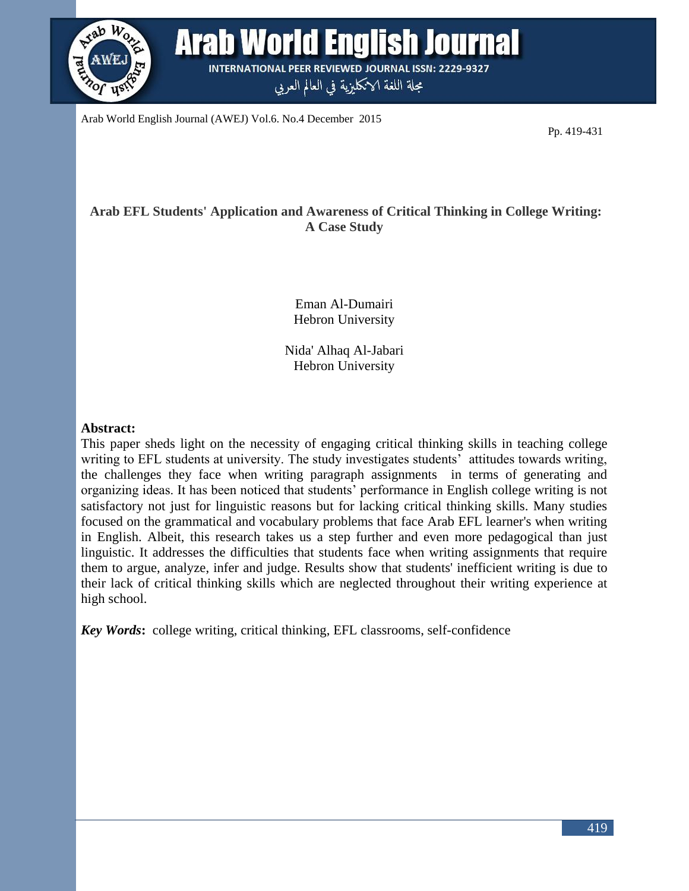# Arab EFL Students' Application and Awareness of Critical Thinking in College Writing: A Case Study

Eman Al-Dumairi
Hebron University

Nida' Alhaq Al-Jabari
Hebron University

**Abstract:**

This paper sheds light on the necessity of engaging critical thinking skills in teaching college writing to EFL students at university. The study investigates students' attitudes towards writing, the challenges they face when writing paragraph assignments in terms of generating and organizing ideas. It has been noticed that students' performance in English college writing is not satisfactory not just for linguistic reasons but for lacking critical thinking skills. Many studies focused on the grammatical and vocabulary problems that face Arab EFL learner's when writing in English. Albeit, this research takes us a step further and even more pedagogical than just linguistic. It addresses the difficulties that students face when writing assignments that require them to argue, analyze, infer and judge. Results show that students' inefficient writing is due to their lack of critical thinking skills which are neglected throughout their writing experience at high school.

***Key Words*:** college writing, critical thinking, EFL classrooms, self-confidence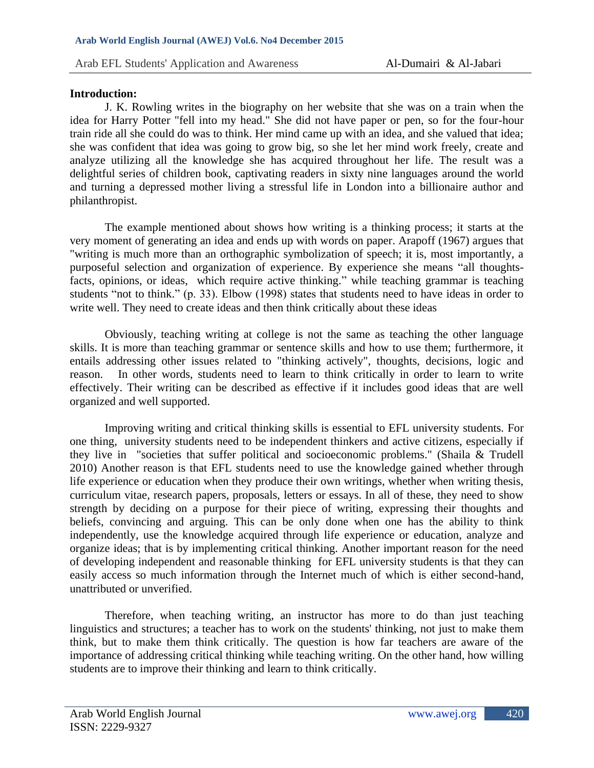**Introduction:**

J. K. Rowling writes in the biography on her website that she was on a train when the idea for Harry Potter "fell into my head." She did not have paper or pen, so for the four-hour train ride all she could do was to think. Her mind came up with an idea, and she valued that idea; she was confident that idea was going to grow big, so she let her mind work freely, create and analyze utilizing all the knowledge she has acquired throughout her life. The result was a delightful series of children book, captivating readers in sixty nine languages around the world and turning a depressed mother living a stressful life in London into a billionaire author and philanthropist.

The example mentioned about shows how writing is a thinking process; it starts at the very moment of generating an idea and ends up with words on paper. Arapoff (1967) argues that "writing is much more than an orthographic symbolization of speech; it is, most importantly, a purposeful selection and organization of experience. By experience she means "all thoughts- facts, opinions, or ideas, which require active thinking." while teaching grammar is teaching students "not to think." (p. 33). Elbow (1998) states that students need to have ideas in order to write well. They need to create ideas and then think critically about these ideas

Obviously, teaching writing at college is not the same as teaching the other language skills. It is more than teaching grammar or sentence skills and how to use them; furthermore, it entails addressing other issues related to "thinking actively", thoughts, decisions, logic and reason. In other words, students need to learn to think critically in order to learn to write effectively. Their writing can be described as effective if it includes good ideas that are well organized and well supported.

Improving writing and critical thinking skills is essential to EFL university students. For one thing, university students need to be independent thinkers and active citizens, especially if they live in "societies that suffer political and socioeconomic problems." (Shaila & Trudell 2010) Another reason is that EFL students need to use the knowledge gained whether through life experience or education when they produce their own writings, whether when writing thesis, curriculum vitae, research papers, proposals, letters or essays. In all of these, they need to show strength by deciding on a purpose for their piece of writing, expressing their thoughts and beliefs, convincing and arguing. This can be only done when one has the ability to think independently, use the knowledge acquired through life experience or education, analyze and organize ideas; that is by implementing critical thinking. Another important reason for the need of developing independent and reasonable thinking for EFL university students is that they can easily access so much information through the Internet much of which is either second-hand, unattributed or unverified.

Therefore, when teaching writing, an instructor has more to do than just teaching linguistics and structures; a teacher has to work on the students' thinking, not just to make them think, but to make them think critically. The question is how far teachers are aware of the importance of addressing critical thinking while teaching writing. On the other hand, how willing students are to improve their thinking and learn to think critically.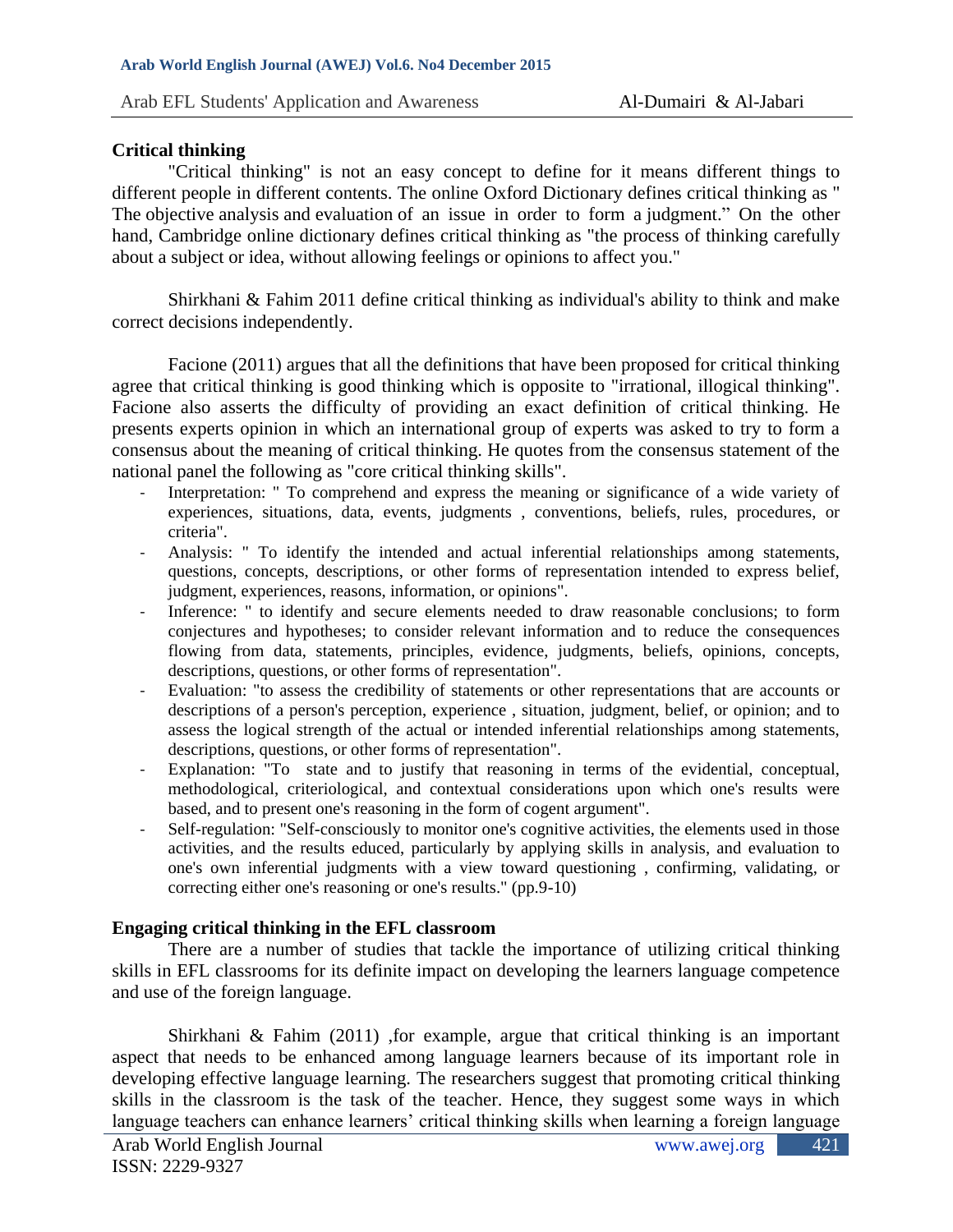**Critical thinking**

"Critical thinking" is not an easy concept to define for it means different things to different people in different contents. The online Oxford Dictionary defines critical thinking as " The objective analysis and evaluation of an issue in order to form a judgment." On the other hand, Cambridge online dictionary defines critical thinking as "the process of thinking carefully about a subject or idea, without allowing feelings or opinions to affect you."

Shirkhani & Fahim 2011 define critical thinking as individual's ability to think and make correct decisions independently.

Facione (2011) argues that all the definitions that have been proposed for critical thinking agree that critical thinking is good thinking which is opposite to "irrational, illogical thinking". Facione also asserts the difficulty of providing an exact definition of critical thinking. He presents experts opinion in which an international group of experts was asked to try to form a consensus about the meaning of critical thinking. He quotes from the consensus statement of the national panel the following as "core critical thinking skills".

- Interpretation: " To comprehend and express the meaning or significance of a wide variety of experiences, situations, data, events, judgments , conventions, beliefs, rules, procedures, or criteria".
- Analysis: " To identify the intended and actual inferential relationships among statements, questions, concepts, descriptions, or other forms of representation intended to express belief, judgment, experiences, reasons, information, or opinions".
- Inference: " to identify and secure elements needed to draw reasonable conclusions; to form conjectures and hypotheses; to consider relevant information and to reduce the consequences flowing from data, statements, principles, evidence, judgments, beliefs, opinions, concepts, descriptions, questions, or other forms of representation".
- Evaluation: "to assess the credibility of statements or other representations that are accounts or descriptions of a person's perception, experience , situation, judgment, belief, or opinion; and to assess the logical strength of the actual or intended inferential relationships among statements, descriptions, questions, or other forms of representation".
- Explanation: "To state and to justify that reasoning in terms of the evidential, conceptual, methodological, criteriological, and contextual considerations upon which one's results were based, and to present one's reasoning in the form of cogent argument".
- Self-regulation: "Self-consciously to monitor one's cognitive activities, the elements used in those activities, and the results educed, particularly by applying skills in analysis, and evaluation to one's own inferential judgments with a view toward questioning , confirming, validating, or correcting either one's reasoning or one's results." (pp.9-10)

**Engaging critical thinking in the EFL classroom**

There are a number of studies that tackle the importance of utilizing critical thinking skills in EFL classrooms for its definite impact on developing the learners language competence and use of the foreign language.

Shirkhani & Fahim (2011) ,for example, argue that critical thinking is an important aspect that needs to be enhanced among language learners because of its important role in developing effective language learning. The researchers suggest that promoting critical thinking skills in the classroom is the task of the teacher. Hence, they suggest some ways in which language teachers can enhance learners' critical thinking skills when learning a foreign language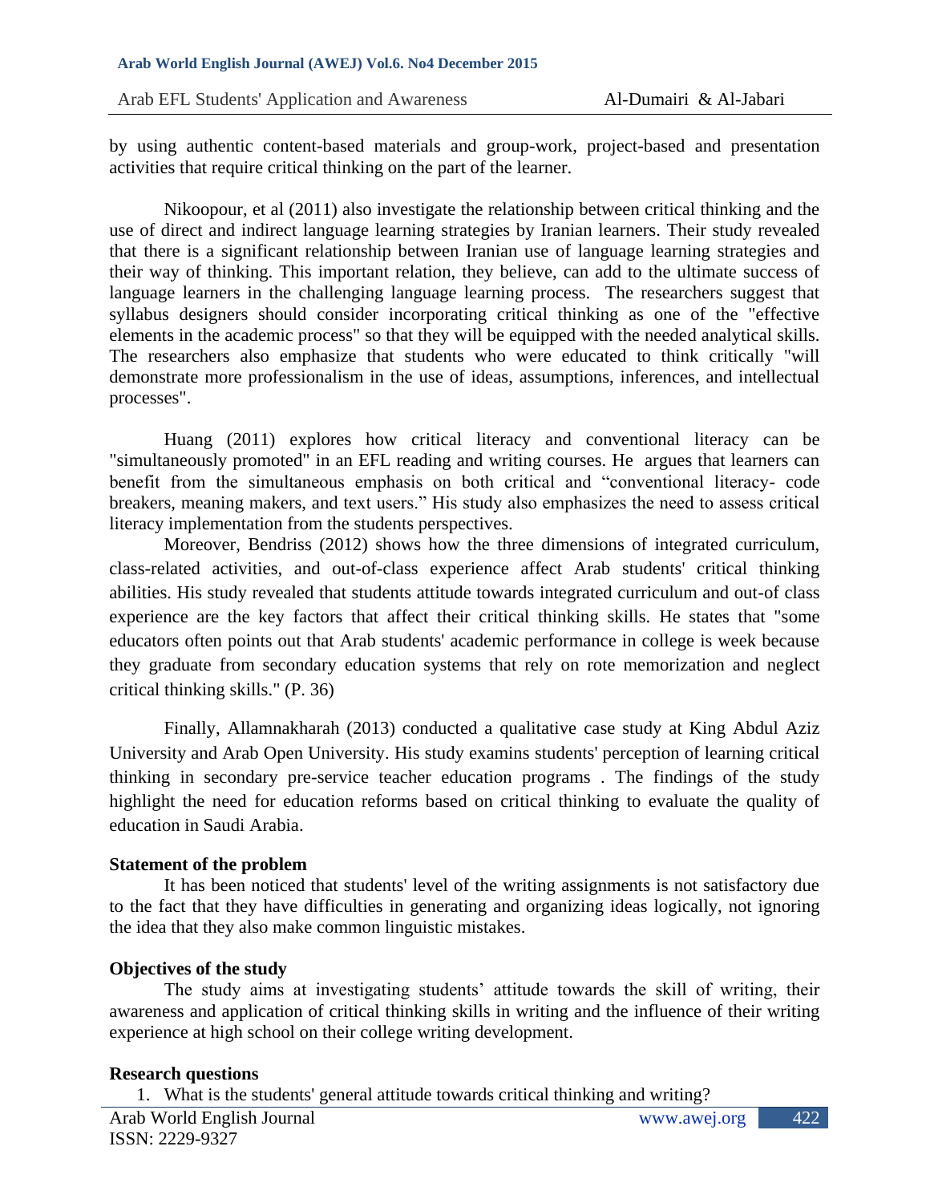by using authentic content-based materials and group-work, project-based and presentation activities that require critical thinking on the part of the learner.

Nikoopour, et al (2011) also investigate the relationship between critical thinking and the use of direct and indirect language learning strategies by Iranian learners. Their study revealed that there is a significant relationship between Iranian use of language learning strategies and their way of thinking. This important relation, they believe, can add to the ultimate success of language learners in the challenging language learning process. The researchers suggest that syllabus designers should consider incorporating critical thinking as one of the "effective elements in the academic process" so that they will be equipped with the needed analytical skills. The researchers also emphasize that students who were educated to think critically "will demonstrate more professionalism in the use of ideas, assumptions, inferences, and intellectual processes".

Huang (2011) explores how critical literacy and conventional literacy can be "simultaneously promoted" in an EFL reading and writing courses. He argues that learners can benefit from the simultaneous emphasis on both critical and "conventional literacy- code breakers, meaning makers, and text users." His study also emphasizes the need to assess critical literacy implementation from the students perspectives.

Moreover, Bendriss (2012) shows how the three dimensions of integrated curriculum, class-related activities, and out-of-class experience affect Arab students' critical thinking abilities. His study revealed that students attitude towards integrated curriculum and out-of class experience are the key factors that affect their critical thinking skills. He states that "some educators often points out that Arab students' academic performance in college is week because they graduate from secondary education systems that rely on rote memorization and neglect critical thinking skills." (P. 36)

Finally, Allamnakharah (2013) conducted a qualitative case study at King Abdul Aziz University and Arab Open University. His study examins students' perception of learning critical thinking in secondary pre-service teacher education programs . The findings of the study highlight the need for education reforms based on critical thinking to evaluate the quality of education in Saudi Arabia.

### Statement of the problem

It has been noticed that students' level of the writing assignments is not satisfactory due to the fact that they have difficulties in generating and organizing ideas logically, not ignoring the idea that they also make common linguistic mistakes.

### Objectives of the study

The study aims at investigating students' attitude towards the skill of writing, their awareness and application of critical thinking skills in writing and the influence of their writing experience at high school on their college writing development.

### Research questions

1. What is the students' general attitude towards critical thinking and writing?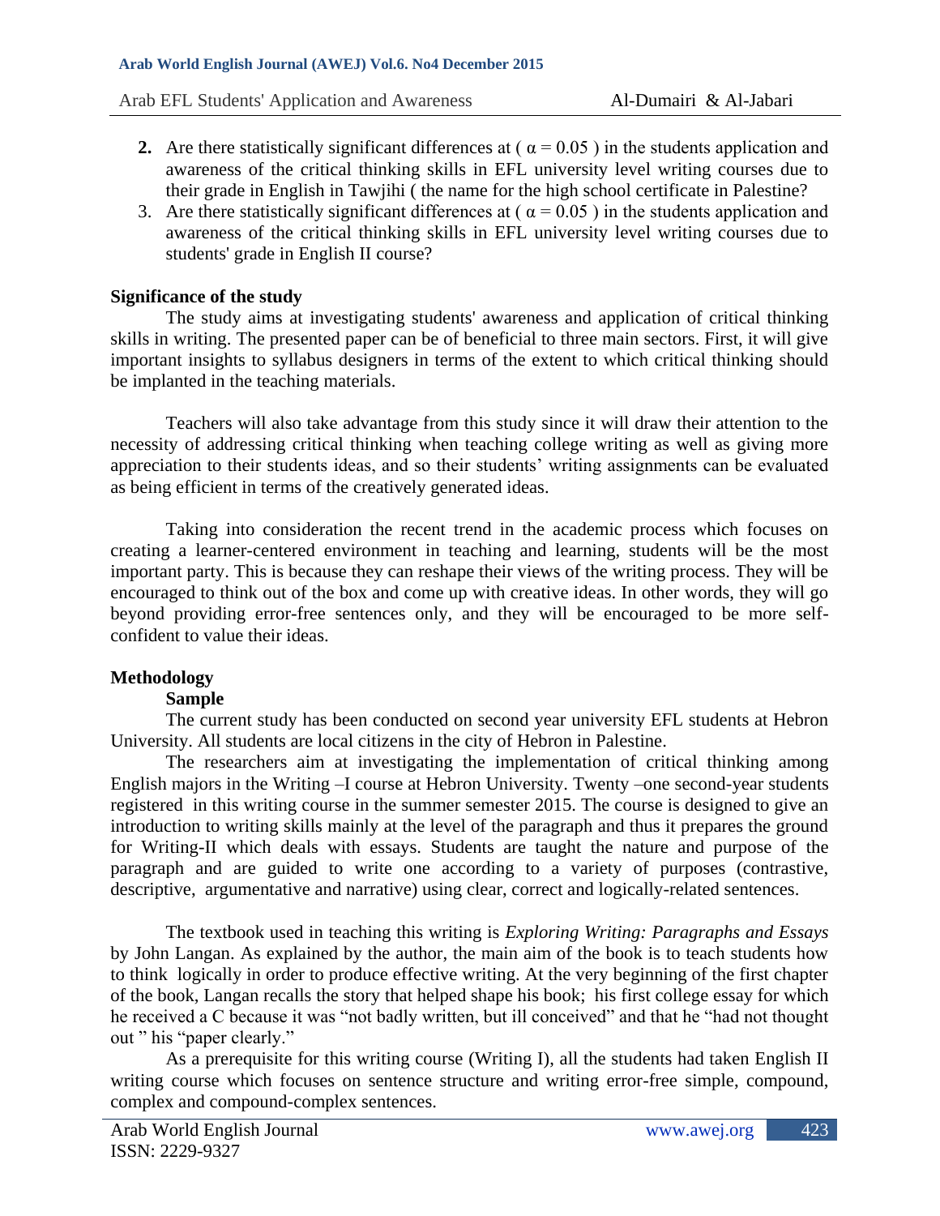2. Are there statistically significant differences at ( $\alpha = 0.05$ ) in the students application and awareness of the critical thinking skills in EFL university level writing courses due to their grade in English in Tawjihi ( the name for the high school certificate in Palestine?
3. Are there statistically significant differences at ( $\alpha = 0.05$ ) in the students application and awareness of the critical thinking skills in EFL university level writing courses due to students' grade in English II course?

**Significance of the study**

The study aims at investigating students' awareness and application of critical thinking skills in writing. The presented paper can be of beneficial to three main sectors. First, it will give important insights to syllabus designers in terms of the extent to which critical thinking should be implanted in the teaching materials.

Teachers will also take advantage from this study since it will draw their attention to the necessity of addressing critical thinking when teaching college writing as well as giving more appreciation to their students ideas, and so their students' writing assignments can be evaluated as being efficient in terms of the creatively generated ideas.

Taking into consideration the recent trend in the academic process which focuses on creating a learner-centered environment in teaching and learning, students will be the most important party. This is because they can reshape their views of the writing process. They will be encouraged to think out of the box and come up with creative ideas. In other words, they will go beyond providing error-free sentences only, and they will be encouraged to be more self-confident to value their ideas.

**Methodology**

**Sample**

The current study has been conducted on second year university EFL students at Hebron University. All students are local citizens in the city of Hebron in Palestine.

The researchers aim at investigating the implementation of critical thinking among English majors in the Writing –I course at Hebron University. Twenty –one second-year students registered in this writing course in the summer semester 2015. The course is designed to give an introduction to writing skills mainly at the level of the paragraph and thus it prepares the ground for Writing-II which deals with essays. Students are taught the nature and purpose of the paragraph and are guided to write one according to a variety of purposes (contrastive, descriptive, argumentative and narrative) using clear, correct and logically-related sentences.

The textbook used in teaching this writing is *Exploring Writing: Paragraphs and Essays* by John Langan. As explained by the author, the main aim of the book is to teach students how to think logically in order to produce effective writing. At the very beginning of the first chapter of the book, Langan recalls the story that helped shape his book; his first college essay for which he received a C because it was "not badly written, but ill conceived" and that he "had not thought out " his "paper clearly."

As a prerequisite for this writing course (Writing I), all the students had taken English II writing course which focuses on sentence structure and writing error-free simple, compound, complex and compound-complex sentences.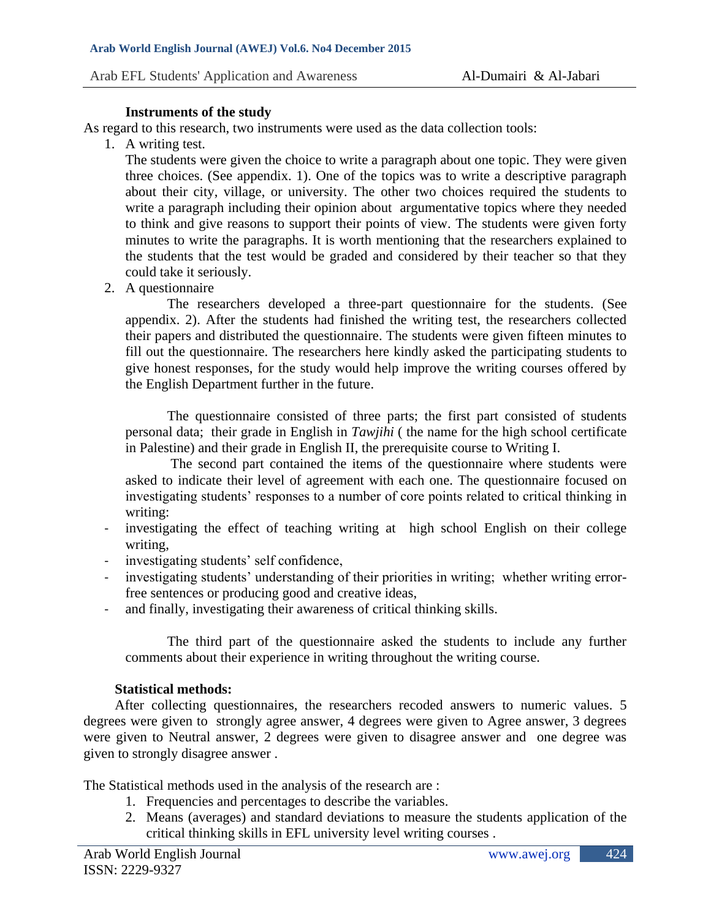### Instruments of the study

As regard to this research, two instruments were used as the data collection tools:

1. A writing test.

   The students were given the choice to write a paragraph about one topic. They were given three choices. (See appendix. 1). One of the topics was to write a descriptive paragraph about their city, village, or university. The other two choices required the students to write a paragraph including their opinion about argumentative topics where they needed to think and give reasons to support their points of view. The students were given forty minutes to write the paragraphs. It is worth mentioning that the researchers explained to the students that the test would be graded and considered by their teacher so that they could take it seriously.

2. A questionnaire

   The researchers developed a three-part questionnaire for the students. (See appendix. 2). After the students had finished the writing test, the researchers collected their papers and distributed the questionnaire. The students were given fifteen minutes to fill out the questionnaire. The researchers here kindly asked the participating students to give honest responses, for the study would help improve the writing courses offered by the English Department further in the future.

   The questionnaire consisted of three parts; the first part consisted of students personal data; their grade in English in *Tawjihi* ( the name for the high school certificate in Palestine) and their grade in English II, the prerequisite course to Writing I.

   The second part contained the items of the questionnaire where students were asked to indicate their level of agreement with each one. The questionnaire focused on investigating students' responses to a number of core points related to critical thinking in writing:

- investigating the effect of teaching writing at high school English on their college writing,
- investigating students' self confidence,
- investigating students' understanding of their priorities in writing; whether writing error-free sentences or producing good and creative ideas,
- and finally, investigating their awareness of critical thinking skills.

   The third part of the questionnaire asked the students to include any further comments about their experience in writing throughout the writing course.

### Statistical methods:

After collecting questionnaires, the researchers recoded answers to numeric values. 5 degrees were given to strongly agree answer, 4 degrees were given to Agree answer, 3 degrees were given to Neutral answer, 2 degrees were given to disagree answer and one degree was given to strongly disagree answer .

The Statistical methods used in the analysis of the research are :

1. Frequencies and percentages to describe the variables.
2. Means (averages) and standard deviations to measure the students application of the critical thinking skills in EFL university level writing courses .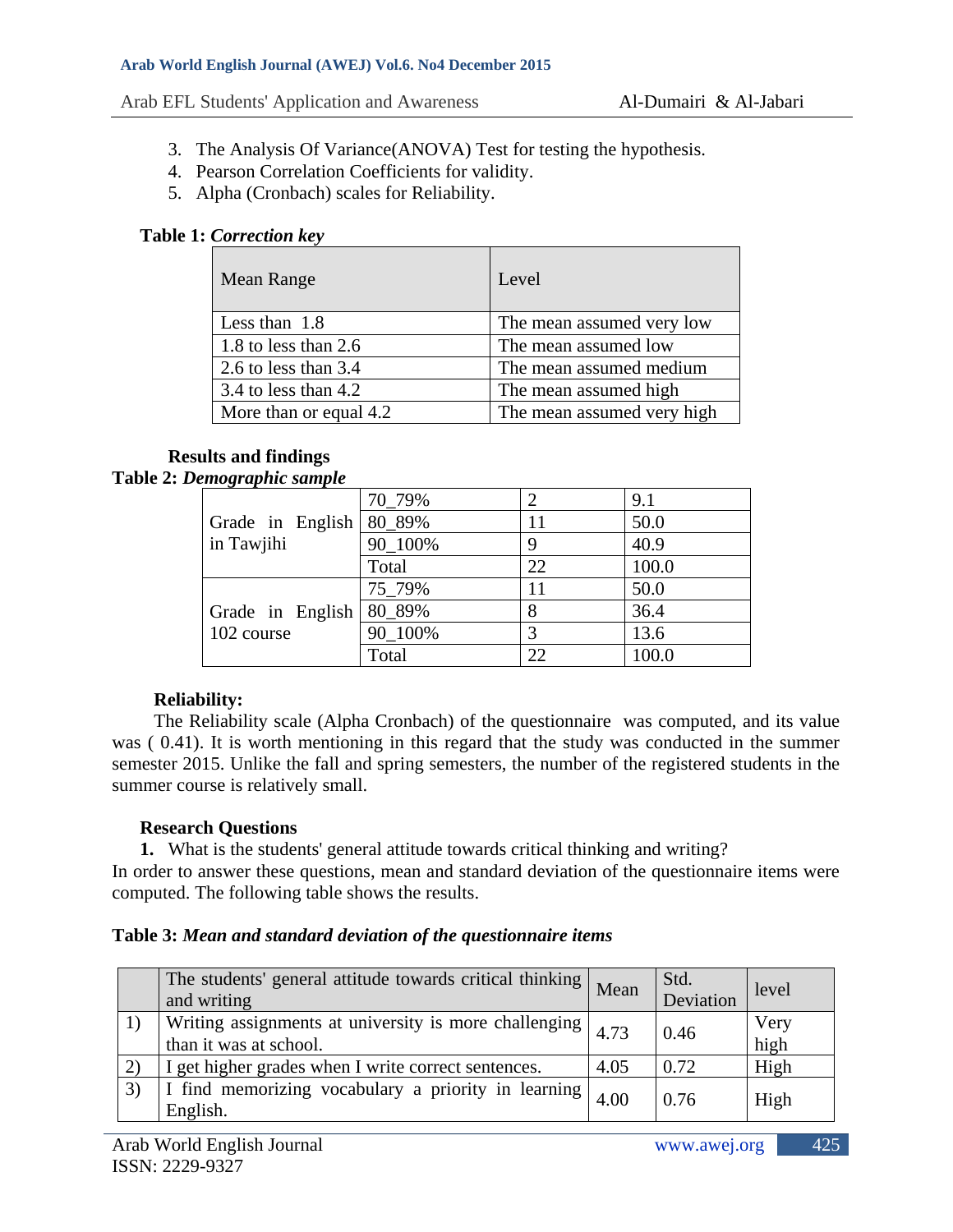3. The Analysis Of Variance(ANOVA) Test for testing the hypothesis.
4. Pearson Correlation Coefficients for validity.
5. Alpha (Cronbach) scales for Reliability.

**Table 1:** ***Correction key***

| Mean Range | Level |
|---|---|
| Less than 1.8 | The mean assumed very low |
| 1.8 to less than 2.6 | The mean assumed low |
| 2.6 to less than 3.4 | The mean assumed medium |
| 3.4 to less than 4.2 | The mean assumed high |
| More than or equal 4.2 | The mean assumed very high |

**Results and findings**

**Table 2:** ***Demographic sample***

| | | | |
|---|---|---|---|
| Grade in English in Tawjihi | 70_79% | 2 | 9.1 |
| | 80_89% | 11 | 50.0 |
| | 90_100% | 9 | 40.9 |
| | Total | 22 | 100.0 |
| Grade in English 102 course | 75_79% | 11 | 50.0 |
| | 80_89% | 8 | 36.4 |
| | 90_100% | 3 | 13.6 |
| | Total | 22 | 100.0 |

**Reliability:**

The Reliability scale (Alpha Cronbach) of the questionnaire was computed, and its value was ( 0.41). It is worth mentioning in this regard that the study was conducted in the summer semester 2015. Unlike the fall and spring semesters, the number of the registered students in the summer course is relatively small.

**Research Questions**

**1.** What is the students' general attitude towards critical thinking and writing?

In order to answer these questions, mean and standard deviation of the questionnaire items were computed. The following table shows the results.

**Table 3:** ***Mean and standard deviation of the questionnaire items***

| | The students' general attitude towards critical thinking and writing | Mean | Std. Deviation | level |
|---|---|---|---|---|
| 1) | Writing assignments at university is more challenging than it was at school. | 4.73 | 0.46 | Very high |
| 2) | I get higher grades when I write correct sentences. | 4.05 | 0.72 | High |
| 3) | I find memorizing vocabulary a priority in learning English. | 4.00 | 0.76 | High |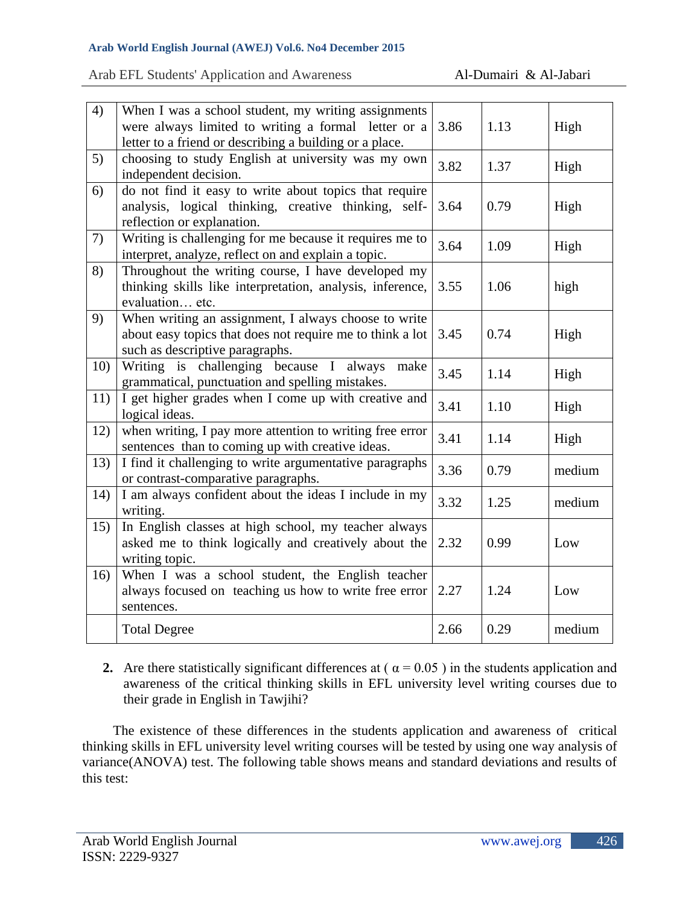| 4) | When I was a school student, my writing assignments were always limited to writing a formal letter or a letter to a friend or describing a building or a place. | 3.86 | 1.13 | High |
|---|---|---|---|---|
| 5) | choosing to study English at university was my own independent decision. | 3.82 | 1.37 | High |
| 6) | do not find it easy to write about topics that require analysis, logical thinking, creative thinking, self-reflection or explanation. | 3.64 | 0.79 | High |
| 7) | Writing is challenging for me because it requires me to interpret, analyze, reflect on and explain a topic. | 3.64 | 1.09 | High |
| 8) | Throughout the writing course, I have developed my thinking skills like interpretation, analysis, inference, evaluation… etc. | 3.55 | 1.06 | high |
| 9) | When writing an assignment, I always choose to write about easy topics that does not require me to think a lot such as descriptive paragraphs. | 3.45 | 0.74 | High |
| 10) | Writing is challenging because I always make grammatical, punctuation and spelling mistakes. | 3.45 | 1.14 | High |
| 11) | I get higher grades when I come up with creative and logical ideas. | 3.41 | 1.10 | High |
| 12) | when writing, I pay more attention to writing free error sentences than to coming up with creative ideas. | 3.41 | 1.14 | High |
| 13) | I find it challenging to write argumentative paragraphs or contrast-comparative paragraphs. | 3.36 | 0.79 | medium |
| 14) | I am always confident about the ideas I include in my writing. | 3.32 | 1.25 | medium |
| 15) | In English classes at high school, my teacher always asked me to think logically and creatively about the writing topic. | 2.32 | 0.99 | Low |
| 16) | When I was a school student, the English teacher always focused on teaching us how to write free error sentences. | 2.27 | 1.24 | Low |
| | Total Degree | 2.66 | 0.29 | medium |

**2.** Are there statistically significant differences at ( $\alpha = 0.05$ ) in the students application and awareness of the critical thinking skills in EFL university level writing courses due to their grade in English in Tawjihi?

The existence of these differences in the students application and awareness of critical thinking skills in EFL university level writing courses will be tested by using one way analysis of variance(ANOVA) test. The following table shows means and standard deviations and results of this test: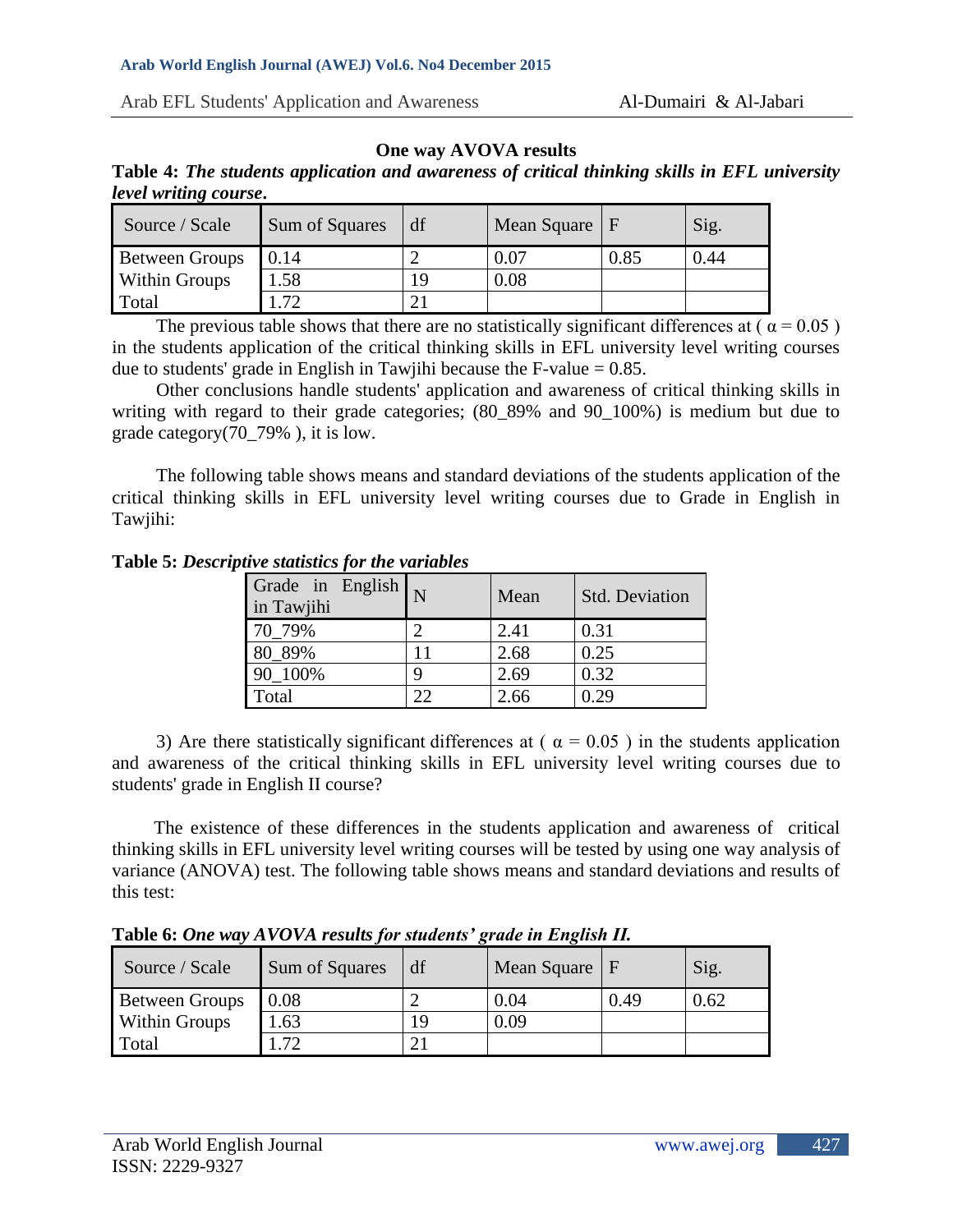**One way AVOVA results**

**Table 4:** ***The students application and awareness of critical thinking skills in EFL university level writing course.***

| Source / Scale | Sum of Squares | df | Mean Square | F | Sig. |
|---|---|---|---|---|---|
| Between Groups | 0.14 | 2 | 0.07 | 0.85 | 0.44 |
| Within Groups | 1.58 | 19 | 0.08 | | |
| Total | 1.72 | 21 | | | |

The previous table shows that there are no statistically significant differences at ( $\alpha = 0.05$ ) in the students application of the critical thinking skills in EFL university level writing courses due to students' grade in English in Tawjihi because the F-value = 0.85.

Other conclusions handle students' application and awareness of critical thinking skills in writing with regard to their grade categories; (80_89% and 90_100%) is medium but due to grade category(70_79% ), it is low.

The following table shows means and standard deviations of the students application of the critical thinking skills in EFL university level writing courses due to Grade in English in Tawjihi:

**Table 5:** ***Descriptive statistics for the variables***

| Grade in English in Tawjihi | N | Mean | Std. Deviation |
|---|---|---|---|
| 70_79% | 2 | 2.41 | 0.31 |
| 80_89% | 11 | 2.68 | 0.25 |
| 90_100% | 9 | 2.69 | 0.32 |
| Total | 22 | 2.66 | 0.29 |

3) Are there statistically significant differences at ( $\alpha = 0.05$ ) in the students application and awareness of the critical thinking skills in EFL university level writing courses due to students' grade in English II course?

The existence of these differences in the students application and awareness of critical thinking skills in EFL university level writing courses will be tested by using one way analysis of variance (ANOVA) test. The following table shows means and standard deviations and results of this test:

**Table 6:** ***One way AVOVA results for students' grade in English II.***

| Source / Scale | Sum of Squares | df | Mean Square | F | Sig. |
|---|---|---|---|---|---|
| Between Groups | 0.08 | 2 | 0.04 | 0.49 | 0.62 |
| Within Groups | 1.63 | 19 | 0.09 | | |
| Total | 1.72 | 21 | | | |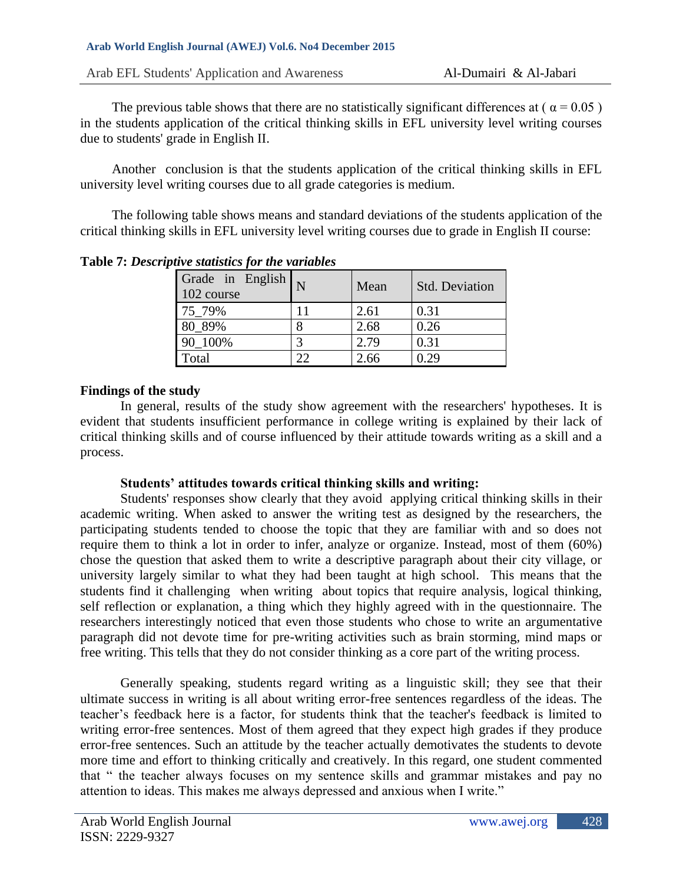The previous table shows that there are no statistically significant differences at ( $\alpha = 0.05$ ) in the students application of the critical thinking skills in EFL university level writing courses due to students' grade in English II.

Another conclusion is that the students application of the critical thinking skills in EFL university level writing courses due to all grade categories is medium.

The following table shows means and standard deviations of the students application of the critical thinking skills in EFL university level writing courses due to grade in English II course:

**Table 7:** ***Descriptive statistics for the variables***

| Grade in English 102 course | N | Mean | Std. Deviation |
|---|---|---|---|
| 75_79% | 11 | 2.61 | 0.31 |
| 80_89% | 8 | 2.68 | 0.26 |
| 90_100% | 3 | 2.79 | 0.31 |
| Total | 22 | 2.66 | 0.29 |

## Findings of the study

In general, results of the study show agreement with the researchers' hypotheses. It is evident that students insufficient performance in college writing is explained by their lack of critical thinking skills and of course influenced by their attitude towards writing as a skill and a process.

### Students' attitudes towards critical thinking skills and writing:

Students' responses show clearly that they avoid applying critical thinking skills in their academic writing. When asked to answer the writing test as designed by the researchers, the participating students tended to choose the topic that they are familiar with and so does not require them to think a lot in order to infer, analyze or organize. Instead, most of them (60%) chose the question that asked them to write a descriptive paragraph about their city village, or university largely similar to what they had been taught at high school. This means that the students find it challenging when writing about topics that require analysis, logical thinking, self reflection or explanation, a thing which they highly agreed with in the questionnaire. The researchers interestingly noticed that even those students who chose to write an argumentative paragraph did not devote time for pre-writing activities such as brain storming, mind maps or free writing. This tells that they do not consider thinking as a core part of the writing process.

Generally speaking, students regard writing as a linguistic skill; they see that their ultimate success in writing is all about writing error-free sentences regardless of the ideas. The teacher's feedback here is a factor, for students think that the teacher's feedback is limited to writing error-free sentences. Most of them agreed that they expect high grades if they produce error-free sentences. Such an attitude by the teacher actually demotivates the students to devote more time and effort to thinking critically and creatively. In this regard, one student commented that " the teacher always focuses on my sentence skills and grammar mistakes and pay no attention to ideas. This makes me always depressed and anxious when I write."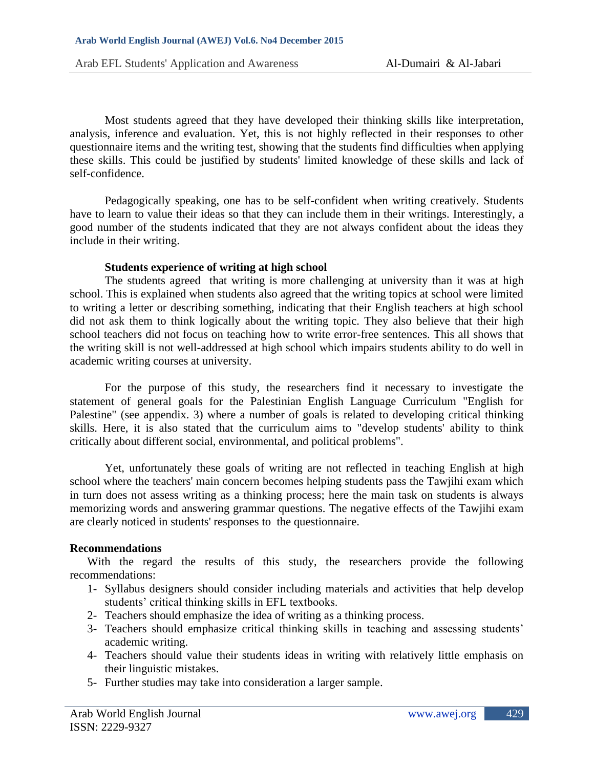Most students agreed that they have developed their thinking skills like interpretation, analysis, inference and evaluation. Yet, this is not highly reflected in their responses to other questionnaire items and the writing test, showing that the students find difficulties when applying these skills. This could be justified by students' limited knowledge of these skills and lack of self-confidence.

Pedagogically speaking, one has to be self-confident when writing creatively. Students have to learn to value their ideas so that they can include them in their writings. Interestingly, a good number of the students indicated that they are not always confident about the ideas they include in their writing.

**Students experience of writing at high school**

The students agreed that writing is more challenging at university than it was at high school. This is explained when students also agreed that the writing topics at school were limited to writing a letter or describing something, indicating that their English teachers at high school did not ask them to think logically about the writing topic. They also believe that their high school teachers did not focus on teaching how to write error-free sentences. This all shows that the writing skill is not well-addressed at high school which impairs students ability to do well in academic writing courses at university.

For the purpose of this study, the researchers find it necessary to investigate the statement of general goals for the Palestinian English Language Curriculum "English for Palestine" (see appendix. 3) where a number of goals is related to developing critical thinking skills. Here, it is also stated that the curriculum aims to "develop students' ability to think critically about different social, environmental, and political problems".

Yet, unfortunately these goals of writing are not reflected in teaching English at high school where the teachers' main concern becomes helping students pass the Tawjihi exam which in turn does not assess writing as a thinking process; here the main task on students is always memorizing words and answering grammar questions. The negative effects of the Tawjihi exam are clearly noticed in students' responses to the questionnaire.

**Recommendations**

With the regard the results of this study, the researchers provide the following recommendations:

1- Syllabus designers should consider including materials and activities that help develop students' critical thinking skills in EFL textbooks.
2- Teachers should emphasize the idea of writing as a thinking process.
3- Teachers should emphasize critical thinking skills in teaching and assessing students' academic writing.
4- Teachers should value their students ideas in writing with relatively little emphasis on their linguistic mistakes.
5- Further studies may take into consideration a larger sample.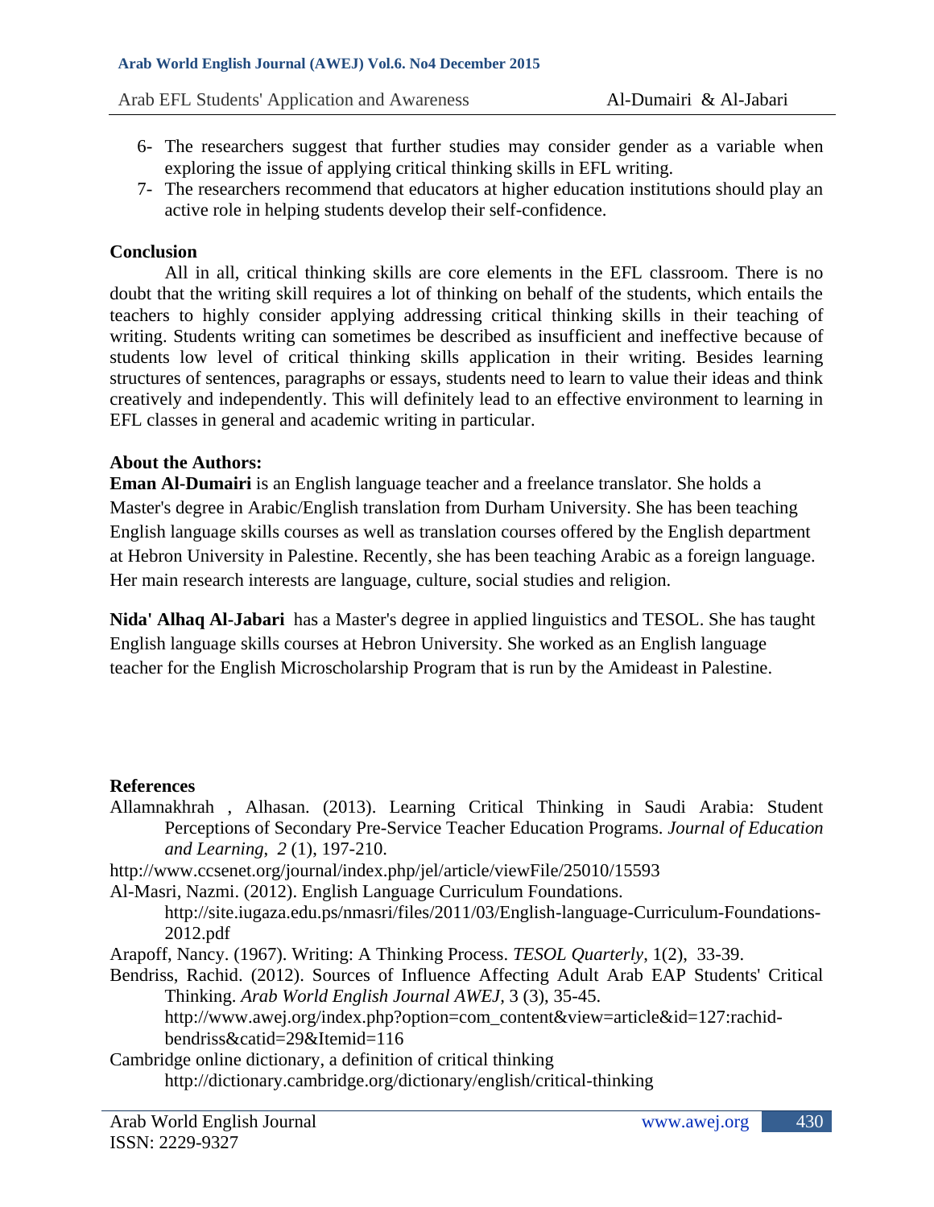6- The researchers suggest that further studies may consider gender as a variable when exploring the issue of applying critical thinking skills in EFL writing.
7- The researchers recommend that educators at higher education institutions should play an active role in helping students develop their self-confidence.

## Conclusion

All in all, critical thinking skills are core elements in the EFL classroom. There is no doubt that the writing skill requires a lot of thinking on behalf of the students, which entails the teachers to highly consider applying addressing critical thinking skills in their teaching of writing. Students writing can sometimes be described as insufficient and ineffective because of students low level of critical thinking skills application in their writing. Besides learning structures of sentences, paragraphs or essays, students need to learn to value their ideas and think creatively and independently. This will definitely lead to an effective environment to learning in EFL classes in general and academic writing in particular.

## About the Authors:

**Eman Al-Dumairi** is an English language teacher and a freelance translator. She holds a Master's degree in Arabic/English translation from Durham University. She has been teaching English language skills courses as well as translation courses offered by the English department at Hebron University in Palestine. Recently, she has been teaching Arabic as a foreign language. Her main research interests are language, culture, social studies and religion.

**Nida' Alhaq Al-Jabari** has a Master's degree in applied linguistics and TESOL. She has taught English language skills courses at Hebron University. She worked as an English language teacher for the English Microscholarship Program that is run by the Amideast in Palestine.

## References

Allamnakhrah , Alhasan. (2013). Learning Critical Thinking in Saudi Arabia: Student Perceptions of Secondary Pre-Service Teacher Education Programs. *Journal of Education and Learning*, *2* (1), 197-210.

http://www.ccsenet.org/journal/index.php/jel/article/viewFile/25010/15593

Al-Masri, Nazmi. (2012). English Language Curriculum Foundations. http://site.iugaza.edu.ps/nmasri/files/2011/03/English-language-Curriculum-Foundations-2012.pdf

Arapoff, Nancy. (1967). Writing: A Thinking Process. *TESOL Quarterly*, 1(2), 33-39.

Bendriss, Rachid. (2012). Sources of Influence Affecting Adult Arab EAP Students' Critical Thinking. *Arab World English Journal AWEJ*, 3 (3), 35-45. http://www.awej.org/index.php?option=com_content&view=article&id=127:rachid-bendriss&catid=29&Itemid=116

Cambridge online dictionary, a definition of critical thinking http://dictionary.cambridge.org/dictionary/english/critical-thinking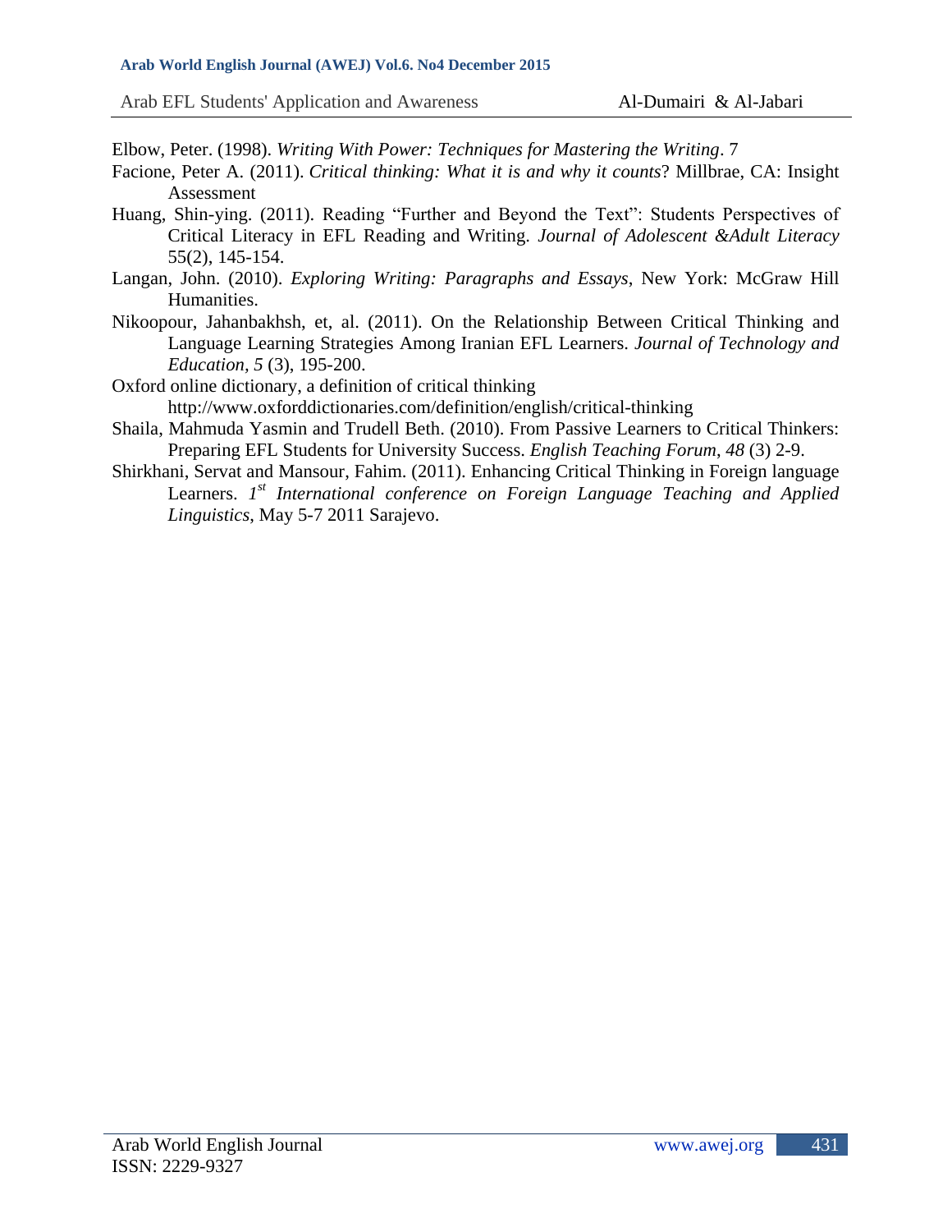Elbow, Peter. (1998). *Writing With Power: Techniques for Mastering the Writing*. 7

Facione, Peter A. (2011). *Critical thinking: What it is and why it counts*? Millbrae, CA: Insight Assessment

Huang, Shin-ying. (2011). Reading "Further and Beyond the Text": Students Perspectives of Critical Literacy in EFL Reading and Writing. *Journal of Adolescent &Adult Literacy* 55(2), 145-154.

Langan, John. (2010). *Exploring Writing: Paragraphs and Essays*, New York: McGraw Hill Humanities.

Nikoopour, Jahanbakhsh, et, al. (2011). On the Relationship Between Critical Thinking and Language Learning Strategies Among Iranian EFL Learners. *Journal of Technology and Education, 5* (3), 195-200.

Oxford online dictionary, a definition of critical thinking http://www.oxforddictionaries.com/definition/english/critical-thinking

Shaila, Mahmuda Yasmin and Trudell Beth. (2010). From Passive Learners to Critical Thinkers: Preparing EFL Students for University Success. *English Teaching Forum*, *48* (3) 2-9.

Shirkhani, Servat and Mansour, Fahim. (2011). Enhancing Critical Thinking in Foreign language Learners. *1st International conference on Foreign Language Teaching and Applied Linguistics*, May 5-7 2011 Sarajevo.